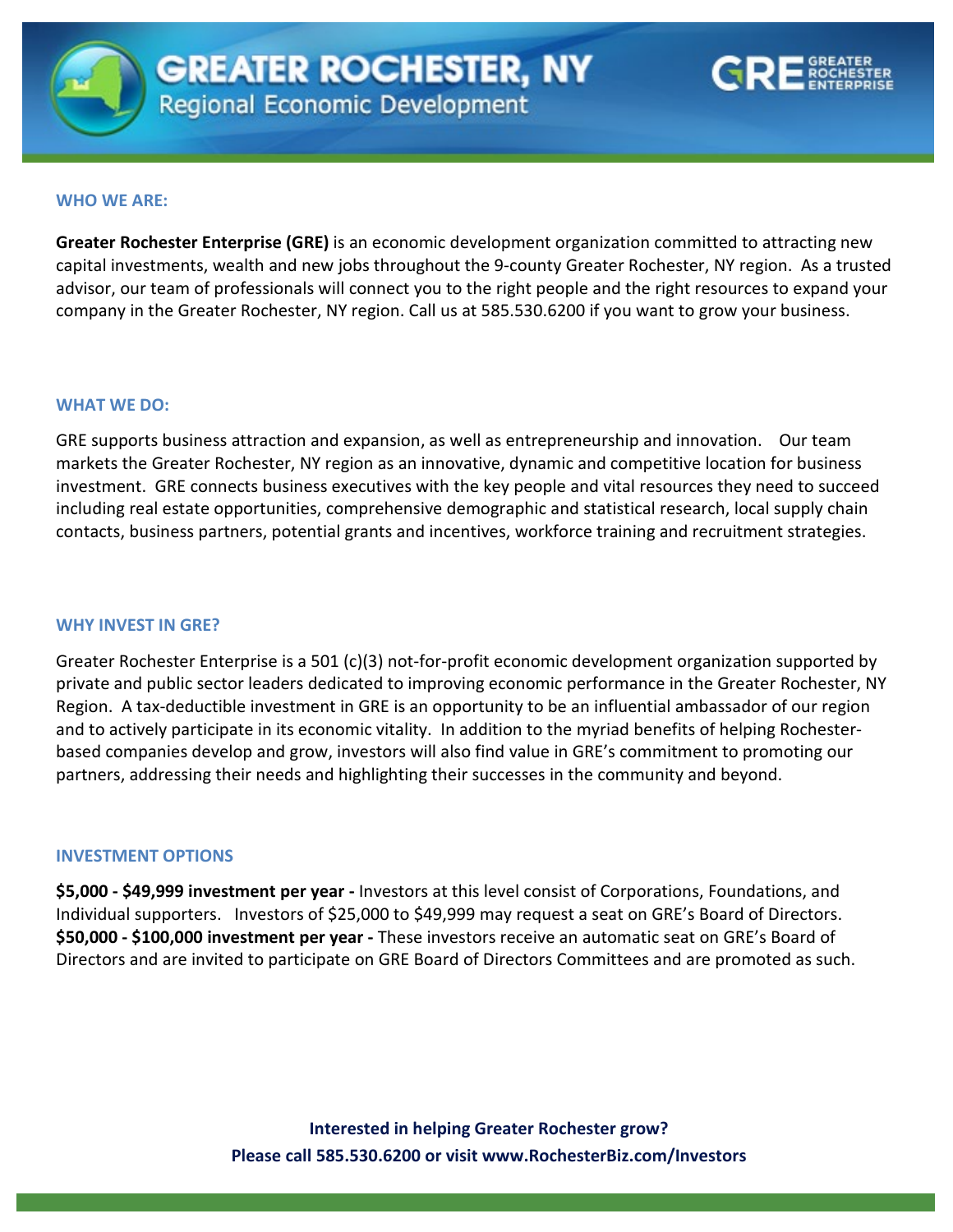# GREATER ROCHESTER, NY

## Regional Economic Development

GRE GREATER ROCHESTER ENTERPRISE

### WHO WE ARE:

**Greater Rochester Enterprise (GRE)** is an economic development organization committed to attracting new capital investments, wealth and new jobs throughout the 9-county Greater Rochester, NY region. As a trusted advisor, our team of professionals will connect you to the right people and the right resources to expand your company in the Greater Rochester, NY region. Call us at 585.530.6200 if you want to grow your business.

### WHAT WE DO:

GRE supports business attraction and expansion, as well as entrepreneurship and innovation. Our team markets the Greater Rochester, NY region as an innovative, dynamic and competitive location for business investment. GRE connects business executives with the key people and vital resources they need to succeed including real estate opportunities, comprehensive demographic and statistical research, local supply chain contacts, business partners, potential grants and incentives, workforce training and recruitment strategies.

### WHY INVEST IN GRE?

Greater Rochester Enterprise is a 501 (c)(3) not-for-profit economic development organization supported by private and public sector leaders dedicated to improving economic performance in the Greater Rochester, NY Region. A tax-deductible investment in GRE is an opportunity to be an influential ambassador of our region and to actively participate in its economic vitality. In addition to the myriad benefits of helping Rochester-based companies develop and grow, investors will also find value in GRE's commitment to promoting our partners, addressing their needs and highlighting their successes in the community and beyond.

### INVESTMENT OPTIONS

**$5,000 - $49,999 investment per year -** Investors at this level consist of Corporations, Foundations, and Individual supporters. Investors of $25,000 to $49,999 may request a seat on GRE's Board of Directors.
**$50,000 - $100,000 investment per year -** These investors receive an automatic seat on GRE's Board of Directors and are invited to participate on GRE Board of Directors Committees and are promoted as such.

**Interested in helping Greater Rochester grow?**
**Please call 585.530.6200 or visit www.RochesterBiz.com/Investors**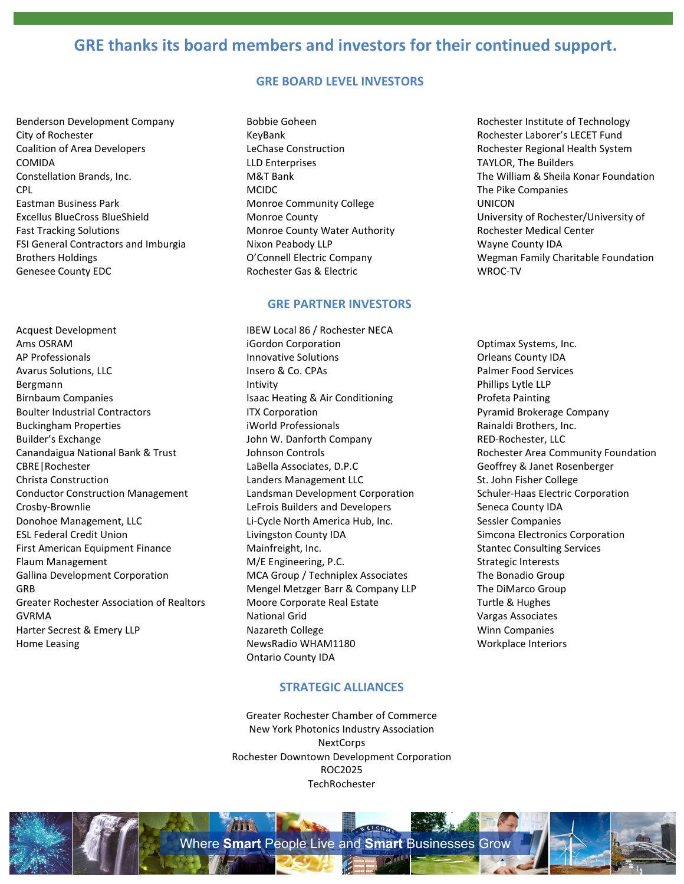## GRE thanks its board members and investors for their continued support.

### GRE BOARD LEVEL INVESTORS

Benderson Development Company
City of Rochester
Coalition of Area Developers
COMIDA
Constellation Brands, Inc.
CPL
Eastman Business Park
Excellus BlueCross BlueShield
Fast Tracking Solutions
FSI General Contractors and Imburgia Brothers Holdings
Genesee County EDC
Bobbie Goheen
KeyBank
LeChase Construction
LLD Enterprises
M&T Bank
MCIDC
Monroe Community College
Monroe County
Monroe County Water Authority
Nixon Peabody LLP
O'Connell Electric Company
Rochester Gas & Electric
Rochester Institute of Technology
Rochester Laborer's LECET Fund
Rochester Regional Health System
TAYLOR, The Builders
The William & Sheila Konar Foundation
The Pike Companies
UNICON
University of Rochester/University of Rochester Medical Center
Wayne County IDA
Wegman Family Charitable Foundation
WROC-TV

### GRE PARTNER INVESTORS

Acquest Development
Ams OSRAM
AP Professionals
Avarus Solutions, LLC
Bergmann
Birnbaum Companies
Boulter Industrial Contractors
Buckingham Properties
Builder's Exchange
Canandaigua National Bank & Trust
CBRE|Rochester
Christa Construction
Conductor Construction Management
Crosby-Brownlie
Donohoe Management, LLC
ESL Federal Credit Union
First American Equipment Finance
Flaum Management
Gallina Development Corporation
GRB
Greater Rochester Association of Realtors
GVRMA
Harter Secrest & Emery LLP
Home Leasing
IBEW Local 86 / Rochester NECA
iGordon Corporation
Innovative Solutions
Insero & Co. CPAs
Intivity
Isaac Heating & Air Conditioning
ITX Corporation
iWorld Professionals
John W. Danforth Company
Johnson Controls
LaBella Associates, D.P.C
Landers Management LLC
Landsman Development Corporation
LeFrois Builders and Developers
Li-Cycle North America Hub, Inc.
Livingston County IDA
Mainfreight, Inc.
M/E Engineering, P.C.
MCA Group / Techniplex Associates
Mengel Metzger Barr & Company LLP
Moore Corporate Real Estate
National Grid
Nazareth College
NewsRadio WHAM1180
Ontario County IDA
Optimax Systems, Inc.
Orleans County IDA
Palmer Food Services
Phillips Lytle LLP
Profeta Painting
Pyramid Brokerage Company
Rainaldi Brothers, Inc.
RED-Rochester, LLC
Rochester Area Community Foundation
Geoffrey & Janet Rosenberger
St. John Fisher College
Schuler-Haas Electric Corporation
Seneca County IDA
Sessler Companies
Simcona Electronics Corporation
Stantec Consulting Services
Strategic Interests
The Bonadio Group
The DiMarco Group
Turtle & Hughes
Vargas Associates
Winn Companies
Workplace Interiors

### STRATEGIC ALLIANCES

Greater Rochester Chamber of Commerce
New York Photonics Industry Association
NextCorps
Rochester Downtown Development Corporation
ROC2025
TechRochester

Where **Smart** People Live and **Smart** Businesses Grow